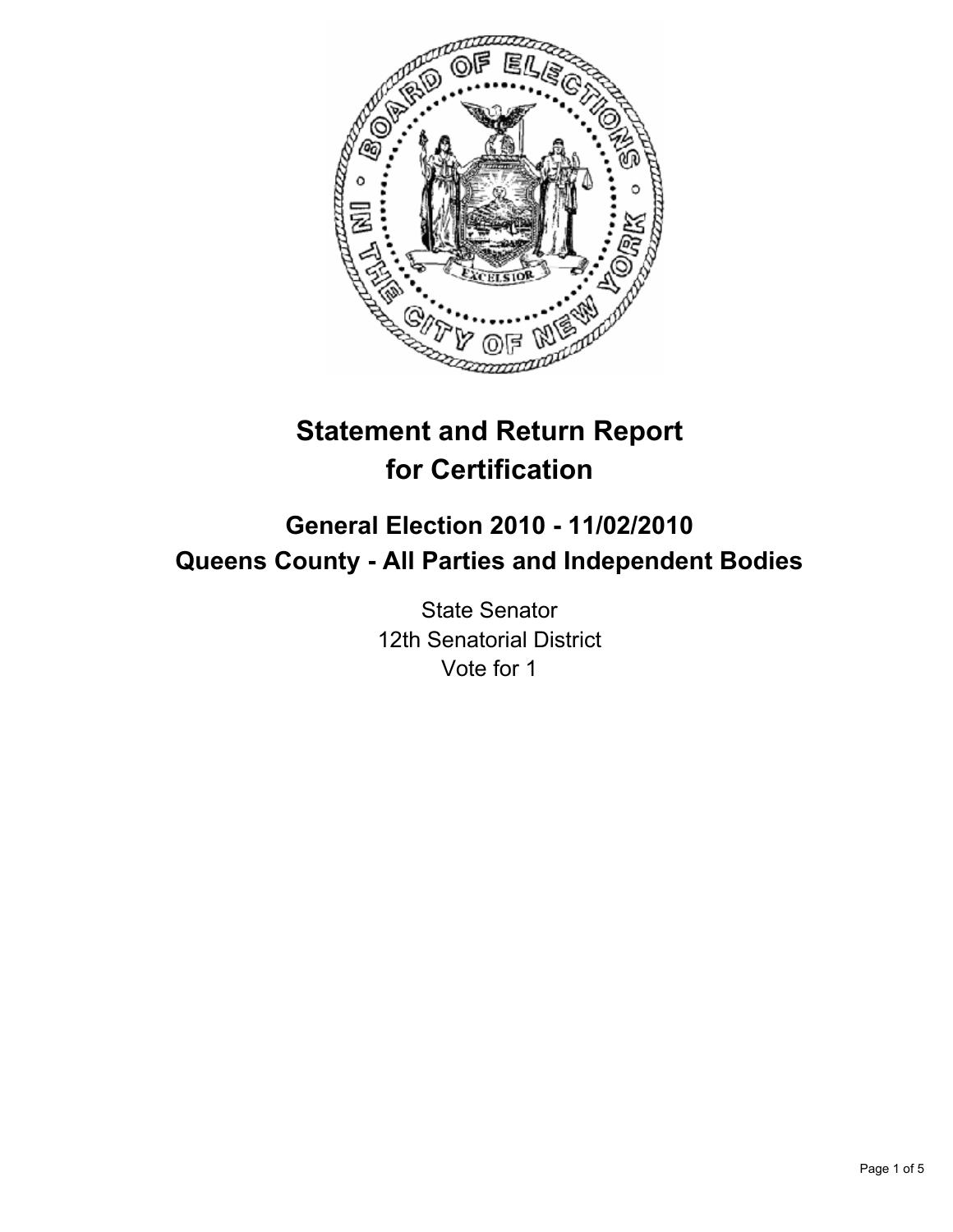# Statement and Return Report for Certification

## General Election 2010 - 11/02/2010
## Queens County - All Parties and Independent Bodies

State Senator
12th Senatorial District
Vote for 1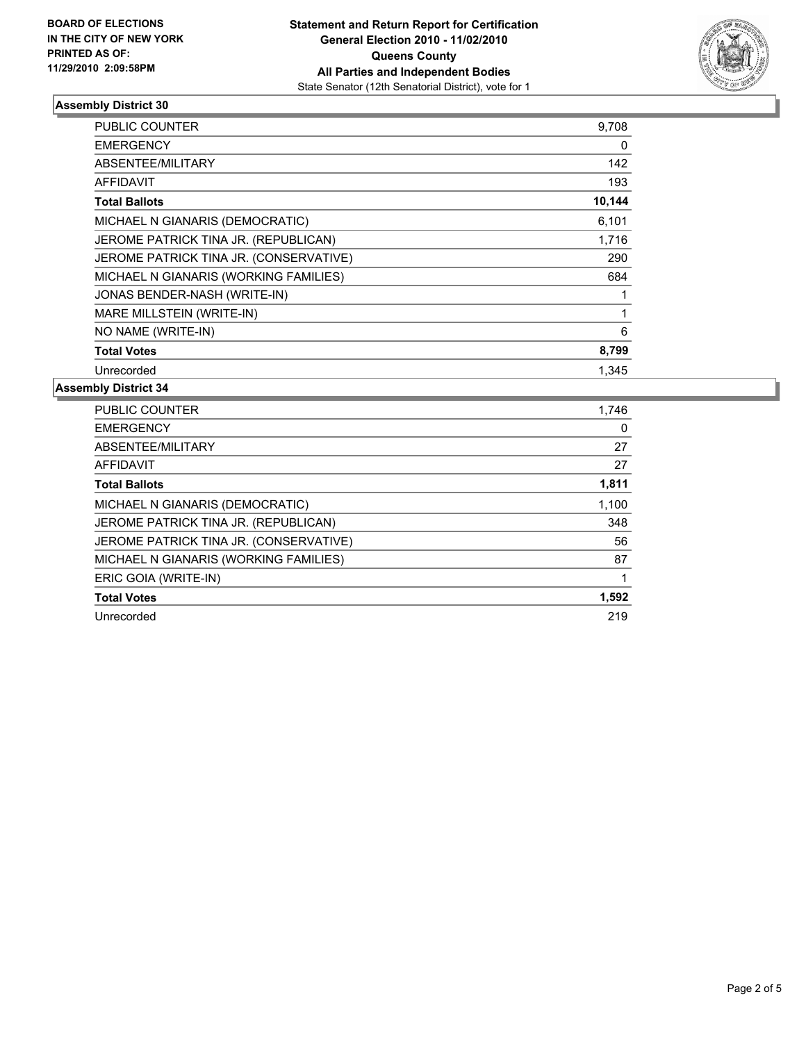**BOARD OF ELECTIONS IN THE CITY OF NEW YORK PRINTED AS OF: 11/29/2010 2:09:58PM**

**Statement and Return Report for Certification General Election 2010 - 11/02/2010 Queens County All Parties and Independent Bodies**
State Senator (12th Senatorial District), vote for 1

## Assembly District 30

| | |
|---|---|
| PUBLIC COUNTER | 9,708 |
| EMERGENCY | 0 |
| ABSENTEE/MILITARY | 142 |
| AFFIDAVIT | 193 |
| **Total Ballots** | **10,144** |
| MICHAEL N GIANARIS (DEMOCRATIC) | 6,101 |
| JEROME PATRICK TINA JR. (REPUBLICAN) | 1,716 |
| JEROME PATRICK TINA JR. (CONSERVATIVE) | 290 |
| MICHAEL N GIANARIS (WORKING FAMILIES) | 684 |
| JONAS BENDER-NASH (WRITE-IN) | 1 |
| MARE MILLSTEIN (WRITE-IN) | 1 |
| NO NAME (WRITE-IN) | 6 |
| **Total Votes** | **8,799** |
| Unrecorded | 1,345 |

## Assembly District 34

| | |
|---|---|
| PUBLIC COUNTER | 1,746 |
| EMERGENCY | 0 |
| ABSENTEE/MILITARY | 27 |
| AFFIDAVIT | 27 |
| **Total Ballots** | **1,811** |
| MICHAEL N GIANARIS (DEMOCRATIC) | 1,100 |
| JEROME PATRICK TINA JR. (REPUBLICAN) | 348 |
| JEROME PATRICK TINA JR. (CONSERVATIVE) | 56 |
| MICHAEL N GIANARIS (WORKING FAMILIES) | 87 |
| ERIC GOIA (WRITE-IN) | 1 |
| **Total Votes** | **1,592** |
| Unrecorded | 219 |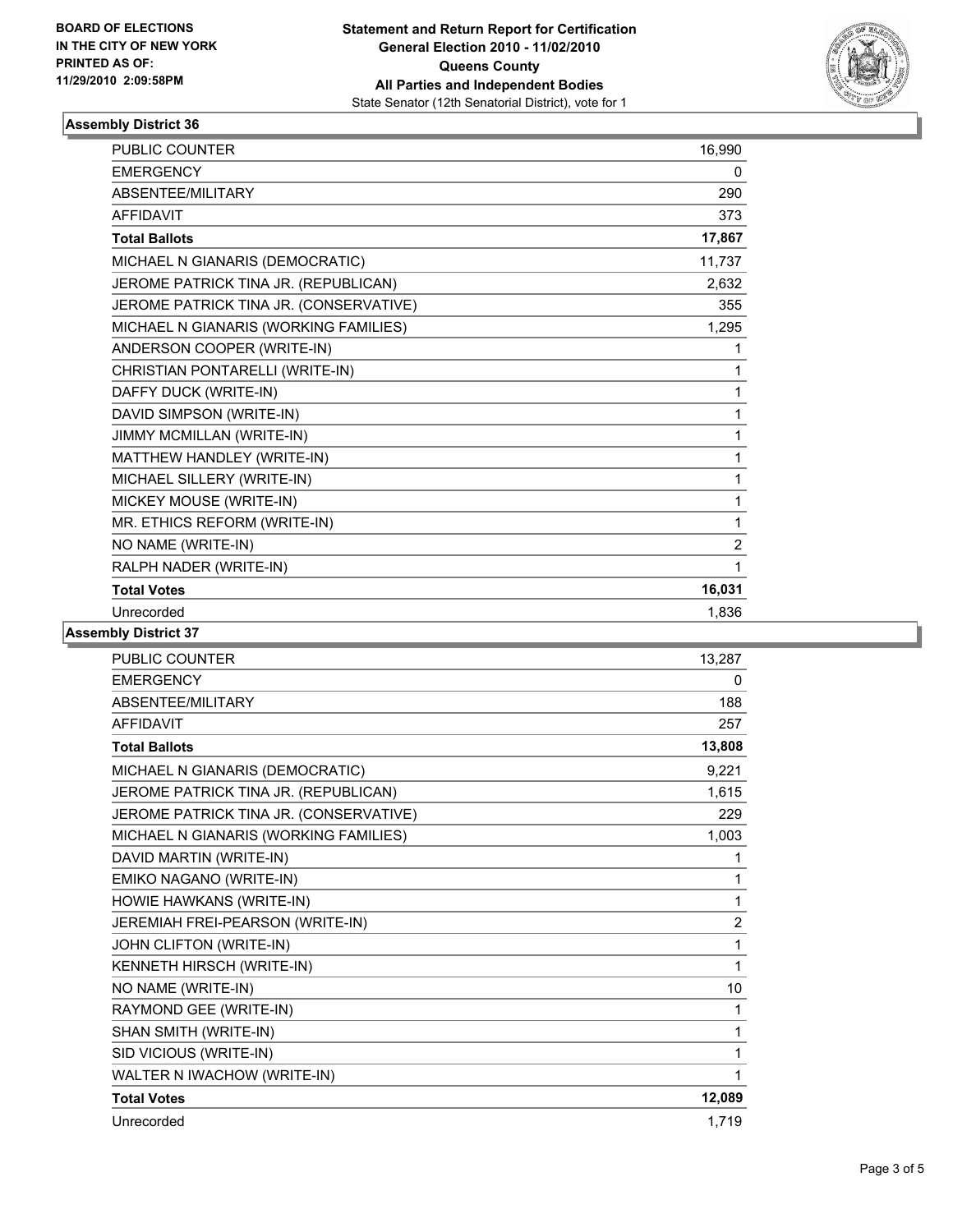**BOARD OF ELECTIONS IN THE CITY OF NEW YORK PRINTED AS OF: 11/29/2010 2:09:58PM**

**Statement and Return Report for Certification General Election 2010 - 11/02/2010 Queens County All Parties and Independent Bodies**
State Senator (12th Senatorial District), vote for 1

### Assembly District 36

| | |
|---|---|
| PUBLIC COUNTER | 16,990 |
| EMERGENCY | 0 |
| ABSENTEE/MILITARY | 290 |
| AFFIDAVIT | 373 |
| **Total Ballots** | **17,867** |
| MICHAEL N GIANARIS (DEMOCRATIC) | 11,737 |
| JEROME PATRICK TINA JR. (REPUBLICAN) | 2,632 |
| JEROME PATRICK TINA JR. (CONSERVATIVE) | 355 |
| MICHAEL N GIANARIS (WORKING FAMILIES) | 1,295 |
| ANDERSON COOPER (WRITE-IN) | 1 |
| CHRISTIAN PONTARELLI (WRITE-IN) | 1 |
| DAFFY DUCK (WRITE-IN) | 1 |
| DAVID SIMPSON (WRITE-IN) | 1 |
| JIMMY MCMILLAN (WRITE-IN) | 1 |
| MATTHEW HANDLEY (WRITE-IN) | 1 |
| MICHAEL SILLERY (WRITE-IN) | 1 |
| MICKEY MOUSE (WRITE-IN) | 1 |
| MR. ETHICS REFORM (WRITE-IN) | 1 |
| NO NAME (WRITE-IN) | 2 |
| RALPH NADER (WRITE-IN) | 1 |
| **Total Votes** | **16,031** |
| Unrecorded | 1,836 |

### Assembly District 37

| | |
|---|---|
| PUBLIC COUNTER | 13,287 |
| EMERGENCY | 0 |
| ABSENTEE/MILITARY | 188 |
| AFFIDAVIT | 257 |
| **Total Ballots** | **13,808** |
| MICHAEL N GIANARIS (DEMOCRATIC) | 9,221 |
| JEROME PATRICK TINA JR. (REPUBLICAN) | 1,615 |
| JEROME PATRICK TINA JR. (CONSERVATIVE) | 229 |
| MICHAEL N GIANARIS (WORKING FAMILIES) | 1,003 |
| DAVID MARTIN (WRITE-IN) | 1 |
| EMIKO NAGANO (WRITE-IN) | 1 |
| HOWIE HAWKANS (WRITE-IN) | 1 |
| JEREMIAH FREI-PEARSON (WRITE-IN) | 2 |
| JOHN CLIFTON (WRITE-IN) | 1 |
| KENNETH HIRSCH (WRITE-IN) | 1 |
| NO NAME (WRITE-IN) | 10 |
| RAYMOND GEE (WRITE-IN) | 1 |
| SHAN SMITH (WRITE-IN) | 1 |
| SID VICIOUS (WRITE-IN) | 1 |
| WALTER N IWACHOW (WRITE-IN) | 1 |
| **Total Votes** | **12,089** |
| Unrecorded | 1,719 |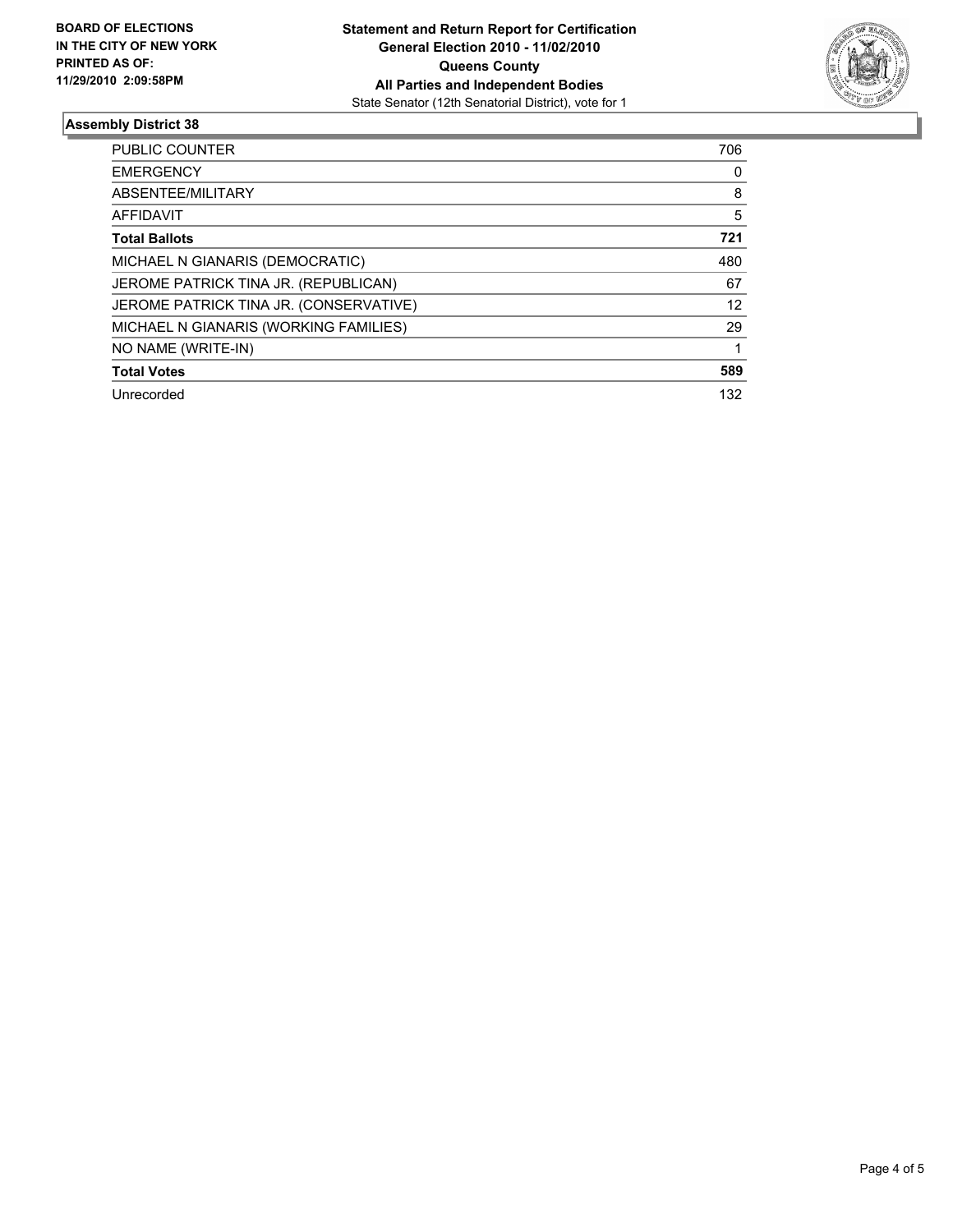**BOARD OF ELECTIONS IN THE CITY OF NEW YORK PRINTED AS OF: 11/29/2010 2:09:58PM**

**Statement and Return Report for Certification General Election 2010 - 11/02/2010 Queens County All Parties and Independent Bodies**

State Senator (12th Senatorial District), vote for 1

## Assembly District 38

| | |
|---|---|
| PUBLIC COUNTER | 706 |
| EMERGENCY | 0 |
| ABSENTEE/MILITARY | 8 |
| AFFIDAVIT | 5 |
| **Total Ballots** | **721** |
| MICHAEL N GIANARIS (DEMOCRATIC) | 480 |
| JEROME PATRICK TINA JR. (REPUBLICAN) | 67 |
| JEROME PATRICK TINA JR. (CONSERVATIVE) | 12 |
| MICHAEL N GIANARIS (WORKING FAMILIES) | 29 |
| NO NAME (WRITE-IN) | 1 |
| **Total Votes** | **589** |
| Unrecorded | 132 |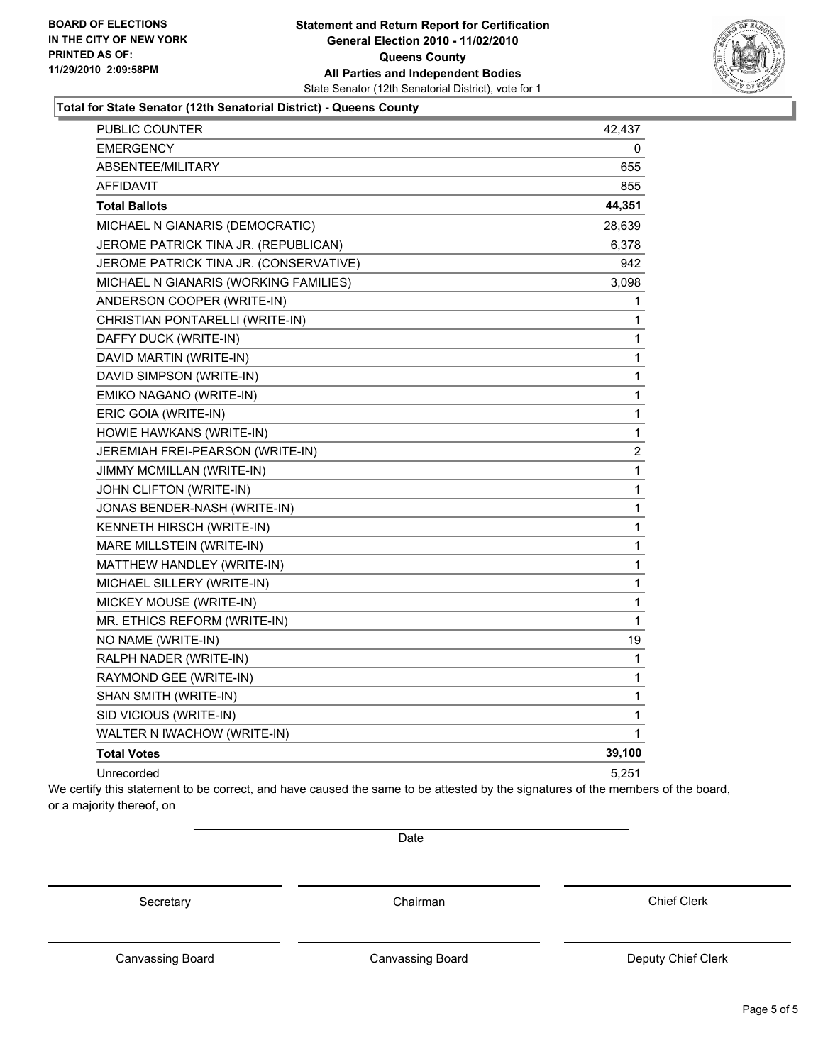**BOARD OF ELECTIONS IN THE CITY OF NEW YORK PRINTED AS OF: 11/29/2010 2:09:58PM**

**Statement and Return Report for Certification General Election 2010 - 11/02/2010 Queens County All Parties and Independent Bodies**

State Senator (12th Senatorial District), vote for 1

**Total for State Senator (12th Senatorial District) - Queens County**

| | |
|---|---|
| PUBLIC COUNTER | 42,437 |
| EMERGENCY | 0 |
| ABSENTEE/MILITARY | 655 |
| AFFIDAVIT | 855 |
| **Total Ballots** | **44,351** |
| MICHAEL N GIANARIS (DEMOCRATIC) | 28,639 |
| JEROME PATRICK TINA JR. (REPUBLICAN) | 6,378 |
| JEROME PATRICK TINA JR. (CONSERVATIVE) | 942 |
| MICHAEL N GIANARIS (WORKING FAMILIES) | 3,098 |
| ANDERSON COOPER (WRITE-IN) | 1 |
| CHRISTIAN PONTARELLI (WRITE-IN) | 1 |
| DAFFY DUCK (WRITE-IN) | 1 |
| DAVID MARTIN (WRITE-IN) | 1 |
| DAVID SIMPSON (WRITE-IN) | 1 |
| EMIKO NAGANO (WRITE-IN) | 1 |
| ERIC GOIA (WRITE-IN) | 1 |
| HOWIE HAWKANS (WRITE-IN) | 1 |
| JEREMIAH FREI-PEARSON (WRITE-IN) | 2 |
| JIMMY MCMILLAN (WRITE-IN) | 1 |
| JOHN CLIFTON (WRITE-IN) | 1 |
| JONAS BENDER-NASH (WRITE-IN) | 1 |
| KENNETH HIRSCH (WRITE-IN) | 1 |
| MARE MILLSTEIN (WRITE-IN) | 1 |
| MATTHEW HANDLEY (WRITE-IN) | 1 |
| MICHAEL SILLERY (WRITE-IN) | 1 |
| MICKEY MOUSE (WRITE-IN) | 1 |
| MR. ETHICS REFORM (WRITE-IN) | 1 |
| NO NAME (WRITE-IN) | 19 |
| RALPH NADER (WRITE-IN) | 1 |
| RAYMOND GEE (WRITE-IN) | 1 |
| SHAN SMITH (WRITE-IN) | 1 |
| SID VICIOUS (WRITE-IN) | 1 |
| WALTER N IWACHOW (WRITE-IN) | 1 |
| **Total Votes** | **39,100** |
| Unrecorded | 5,251 |

We certify this statement to be correct, and have caused the same to be attested by the signatures of the members of the board, or a majority thereof, on

Date

Secretary | Chairman | Chief Clerk

Canvassing Board | Canvassing Board | Deputy Chief Clerk